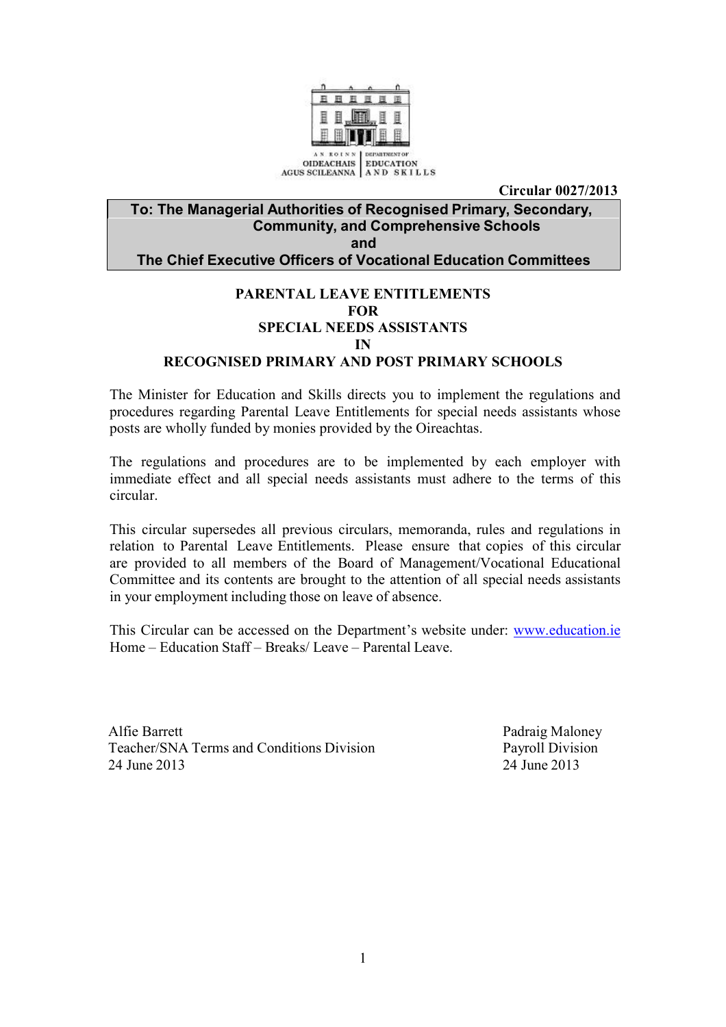AN ROINN OIDEACHAIS AGUS SCILEANNA | DEPARTMENT OF EDUCATION AND SKILLS

**Circular 0027/2013**

**To: The Managerial Authorities of Recognised Primary, Secondary, Community, and Comprehensive Schools**
**and**
**The Chief Executive Officers of Vocational Education Committees**

# PARENTAL LEAVE ENTITLEMENTS FOR SPECIAL NEEDS ASSISTANTS IN RECOGNISED PRIMARY AND POST PRIMARY SCHOOLS

The Minister for Education and Skills directs you to implement the regulations and procedures regarding Parental Leave Entitlements for special needs assistants whose posts are wholly funded by monies provided by the Oireachtas.

The regulations and procedures are to be implemented by each employer with immediate effect and all special needs assistants must adhere to the terms of this circular.

This circular supersedes all previous circulars, memoranda, rules and regulations in relation to Parental Leave Entitlements. Please ensure that copies of this circular are provided to all members of the Board of Management/Vocational Educational Committee and its contents are brought to the attention of all special needs assistants in your employment including those on leave of absence.

This Circular can be accessed on the Department's website under: www.education.ie Home – Education Staff – Breaks/ Leave – Parental Leave.

Alfie Barrett
Teacher/SNA Terms and Conditions Division
24 June 2013

Padraig Maloney
Payroll Division
24 June 2013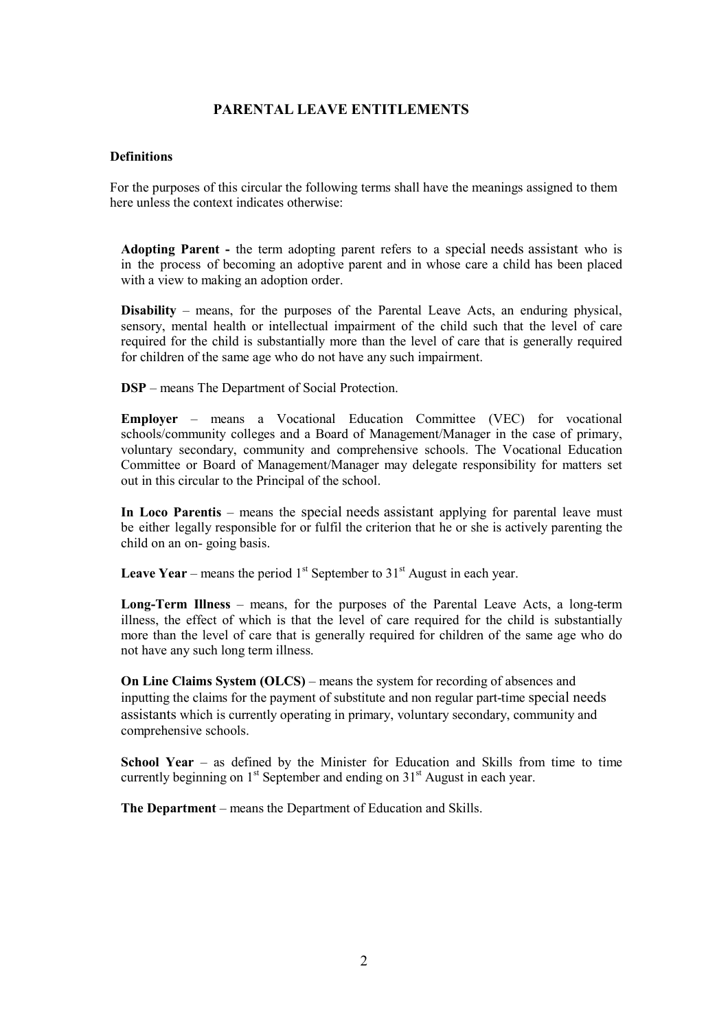# PARENTAL LEAVE ENTITLEMENTS

**Definitions**

For the purposes of this circular the following terms shall have the meanings assigned to them here unless the context indicates otherwise:

**Adopting Parent -** the term adopting parent refers to a special needs assistant who is in the process of becoming an adoptive parent and in whose care a child has been placed with a view to making an adoption order.

**Disability** – means, for the purposes of the Parental Leave Acts, an enduring physical, sensory, mental health or intellectual impairment of the child such that the level of care required for the child is substantially more than the level of care that is generally required for children of the same age who do not have any such impairment.

**DSP** – means The Department of Social Protection.

**Employer** – means a Vocational Education Committee (VEC) for vocational schools/community colleges and a Board of Management/Manager in the case of primary, voluntary secondary, community and comprehensive schools. The Vocational Education Committee or Board of Management/Manager may delegate responsibility for matters set out in this circular to the Principal of the school.

**In Loco Parentis** – means the special needs assistant applying for parental leave must be either legally responsible for or fulfil the criterion that he or she is actively parenting the child on an on- going basis.

**Leave Year** – means the period 1st September to 31st August in each year.

**Long-Term Illness** – means, for the purposes of the Parental Leave Acts, a long-term illness, the effect of which is that the level of care required for the child is substantially more than the level of care that is generally required for children of the same age who do not have any such long term illness.

**On Line Claims System (OLCS)** – means the system for recording of absences and inputting the claims for the payment of substitute and non regular part-time special needs assistants which is currently operating in primary, voluntary secondary, community and comprehensive schools.

**School Year** – as defined by the Minister for Education and Skills from time to time currently beginning on 1st September and ending on 31st August in each year.

**The Department** – means the Department of Education and Skills.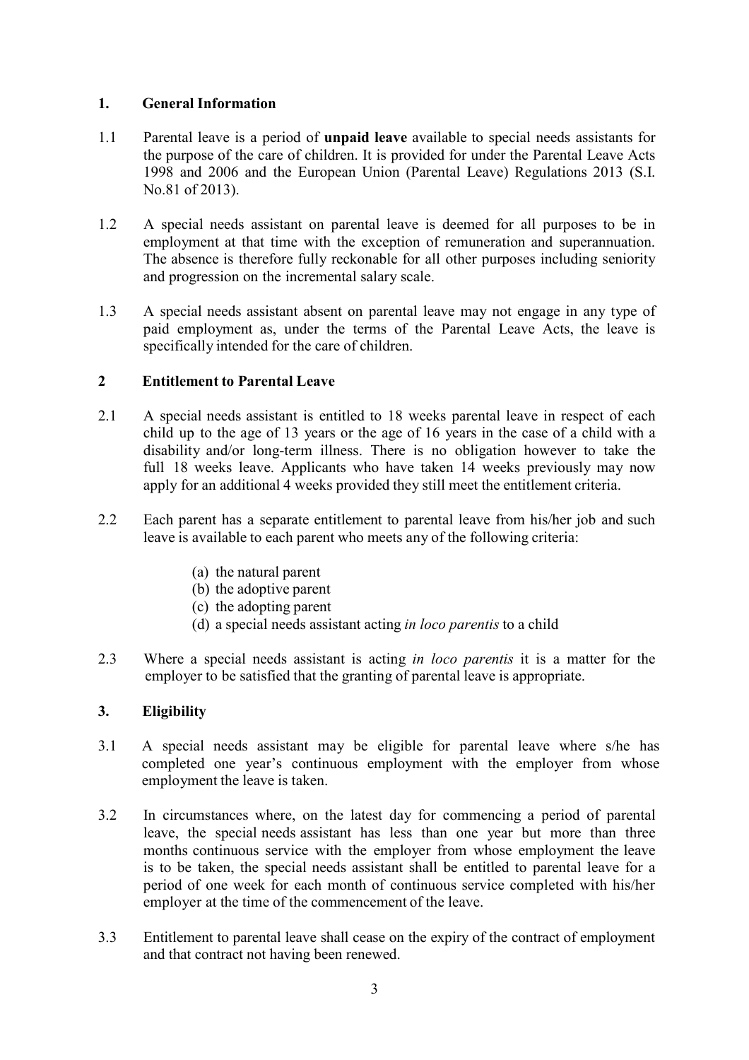## 1. General Information

1.1 Parental leave is a period of **unpaid leave** available to special needs assistants for the purpose of the care of children. It is provided for under the Parental Leave Acts 1998 and 2006 and the European Union (Parental Leave) Regulations 2013 (S.I. No.81 of 2013).

1.2 A special needs assistant on parental leave is deemed for all purposes to be in employment at that time with the exception of remuneration and superannuation. The absence is therefore fully reckonable for all other purposes including seniority and progression on the incremental salary scale.

1.3 A special needs assistant absent on parental leave may not engage in any type of paid employment as, under the terms of the Parental Leave Acts, the leave is specifically intended for the care of children.

## 2 Entitlement to Parental Leave

2.1 A special needs assistant is entitled to 18 weeks parental leave in respect of each child up to the age of 13 years or the age of 16 years in the case of a child with a disability and/or long-term illness. There is no obligation however to take the full 18 weeks leave. Applicants who have taken 14 weeks previously may now apply for an additional 4 weeks provided they still meet the entitlement criteria.

2.2 Each parent has a separate entitlement to parental leave from his/her job and such leave is available to each parent who meets any of the following criteria:

(a) the natural parent
(b) the adoptive parent
(c) the adopting parent
(d) a special needs assistant acting *in loco parentis* to a child

2.3 Where a special needs assistant is acting *in loco parentis* it is a matter for the employer to be satisfied that the granting of parental leave is appropriate.

## 3. Eligibility

3.1 A special needs assistant may be eligible for parental leave where s/he has completed one year's continuous employment with the employer from whose employment the leave is taken.

3.2 In circumstances where, on the latest day for commencing a period of parental leave, the special needs assistant has less than one year but more than three months continuous service with the employer from whose employment the leave is to be taken, the special needs assistant shall be entitled to parental leave for a period of one week for each month of continuous service completed with his/her employer at the time of the commencement of the leave.

3.3 Entitlement to parental leave shall cease on the expiry of the contract of employment and that contract not having been renewed.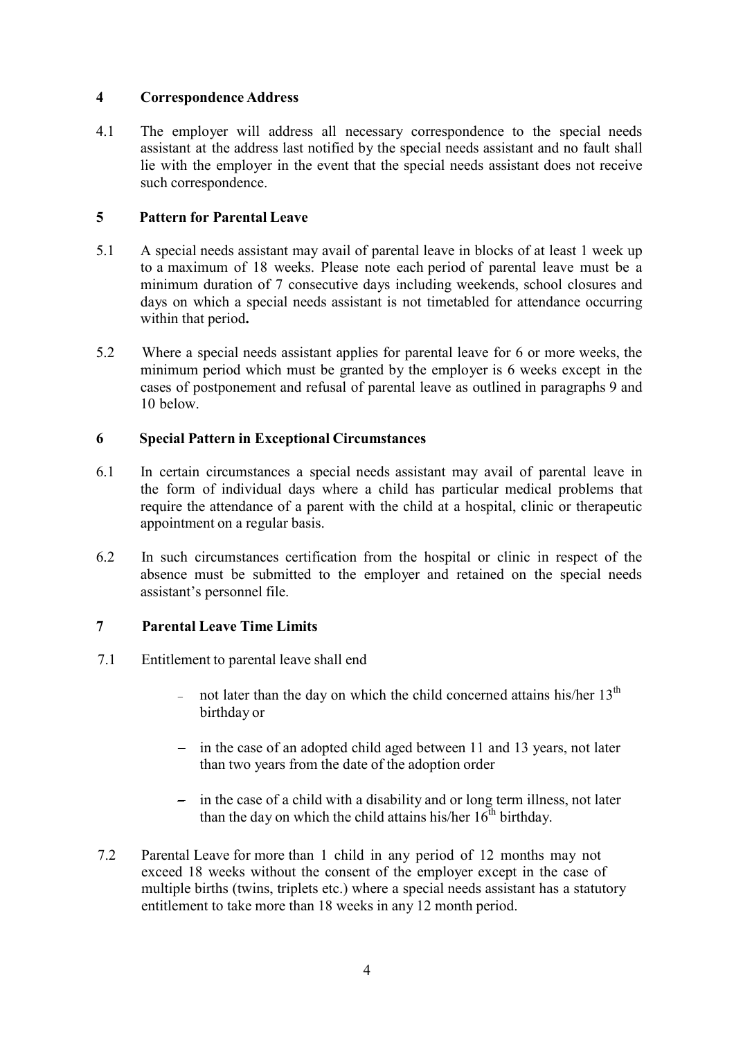## 4 Correspondence Address

4.1 The employer will address all necessary correspondence to the special needs assistant at the address last notified by the special needs assistant and no fault shall lie with the employer in the event that the special needs assistant does not receive such correspondence.

## 5 Pattern for Parental Leave

5.1 A special needs assistant may avail of parental leave in blocks of at least 1 week up to a maximum of 18 weeks. Please note each period of parental leave must be a minimum duration of 7 consecutive days including weekends, school closures and days on which a special needs assistant is not timetabled for attendance occurring within that period**.**

5.2 Where a special needs assistant applies for parental leave for 6 or more weeks, the minimum period which must be granted by the employer is 6 weeks except in the cases of postponement and refusal of parental leave as outlined in paragraphs 9 and 10 below.

## 6 Special Pattern in Exceptional Circumstances

6.1 In certain circumstances a special needs assistant may avail of parental leave in the form of individual days where a child has particular medical problems that require the attendance of a parent with the child at a hospital, clinic or therapeutic appointment on a regular basis.

6.2 In such circumstances certification from the hospital or clinic in respect of the absence must be submitted to the employer and retained on the special needs assistant's personnel file.

## 7 Parental Leave Time Limits

7.1 Entitlement to parental leave shall end

- not later than the day on which the child concerned attains his/her 13th birthday or
- in the case of an adopted child aged between 11 and 13 years, not later than two years from the date of the adoption order
- in the case of a child with a disability and or long term illness, not later than the day on which the child attains his/her 16th birthday.

7.2 Parental Leave for more than 1 child in any period of 12 months may not exceed 18 weeks without the consent of the employer except in the case of multiple births (twins, triplets etc.) where a special needs assistant has a statutory entitlement to take more than 18 weeks in any 12 month period.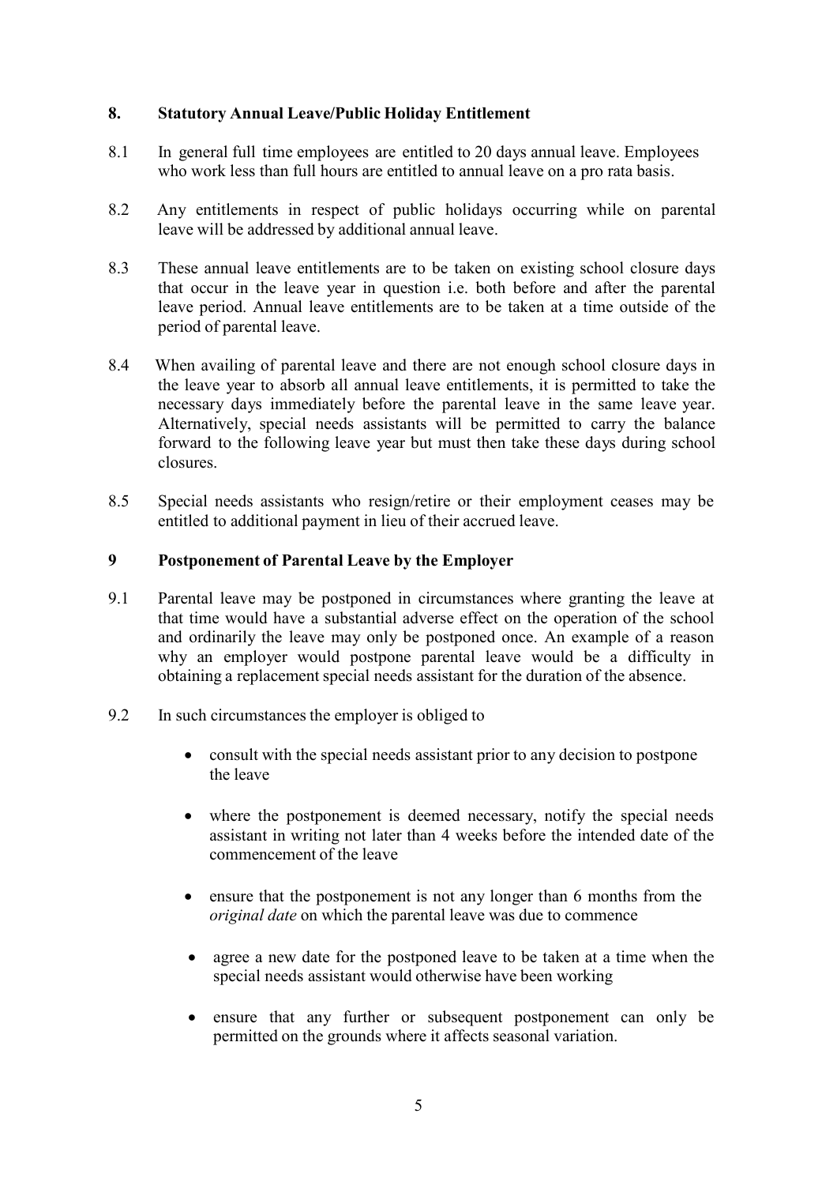## 8. Statutory Annual Leave/Public Holiday Entitlement

8.1 In general full time employees are entitled to 20 days annual leave. Employees who work less than full hours are entitled to annual leave on a pro rata basis.

8.2 Any entitlements in respect of public holidays occurring while on parental leave will be addressed by additional annual leave.

8.3 These annual leave entitlements are to be taken on existing school closure days that occur in the leave year in question i.e. both before and after the parental leave period. Annual leave entitlements are to be taken at a time outside of the period of parental leave.

8.4 When availing of parental leave and there are not enough school closure days in the leave year to absorb all annual leave entitlements, it is permitted to take the necessary days immediately before the parental leave in the same leave year. Alternatively, special needs assistants will be permitted to carry the balance forward to the following leave year but must then take these days during school closures.

8.5 Special needs assistants who resign/retire or their employment ceases may be entitled to additional payment in lieu of their accrued leave.

## 9 Postponement of Parental Leave by the Employer

9.1 Parental leave may be postponed in circumstances where granting the leave at that time would have a substantial adverse effect on the operation of the school and ordinarily the leave may only be postponed once. An example of a reason why an employer would postpone parental leave would be a difficulty in obtaining a replacement special needs assistant for the duration of the absence.

9.2 In such circumstances the employer is obliged to

- consult with the special needs assistant prior to any decision to postpone the leave
- where the postponement is deemed necessary, notify the special needs assistant in writing not later than 4 weeks before the intended date of the commencement of the leave
- ensure that the postponement is not any longer than 6 months from the *original date* on which the parental leave was due to commence
- agree a new date for the postponed leave to be taken at a time when the special needs assistant would otherwise have been working
- ensure that any further or subsequent postponement can only be permitted on the grounds where it affects seasonal variation.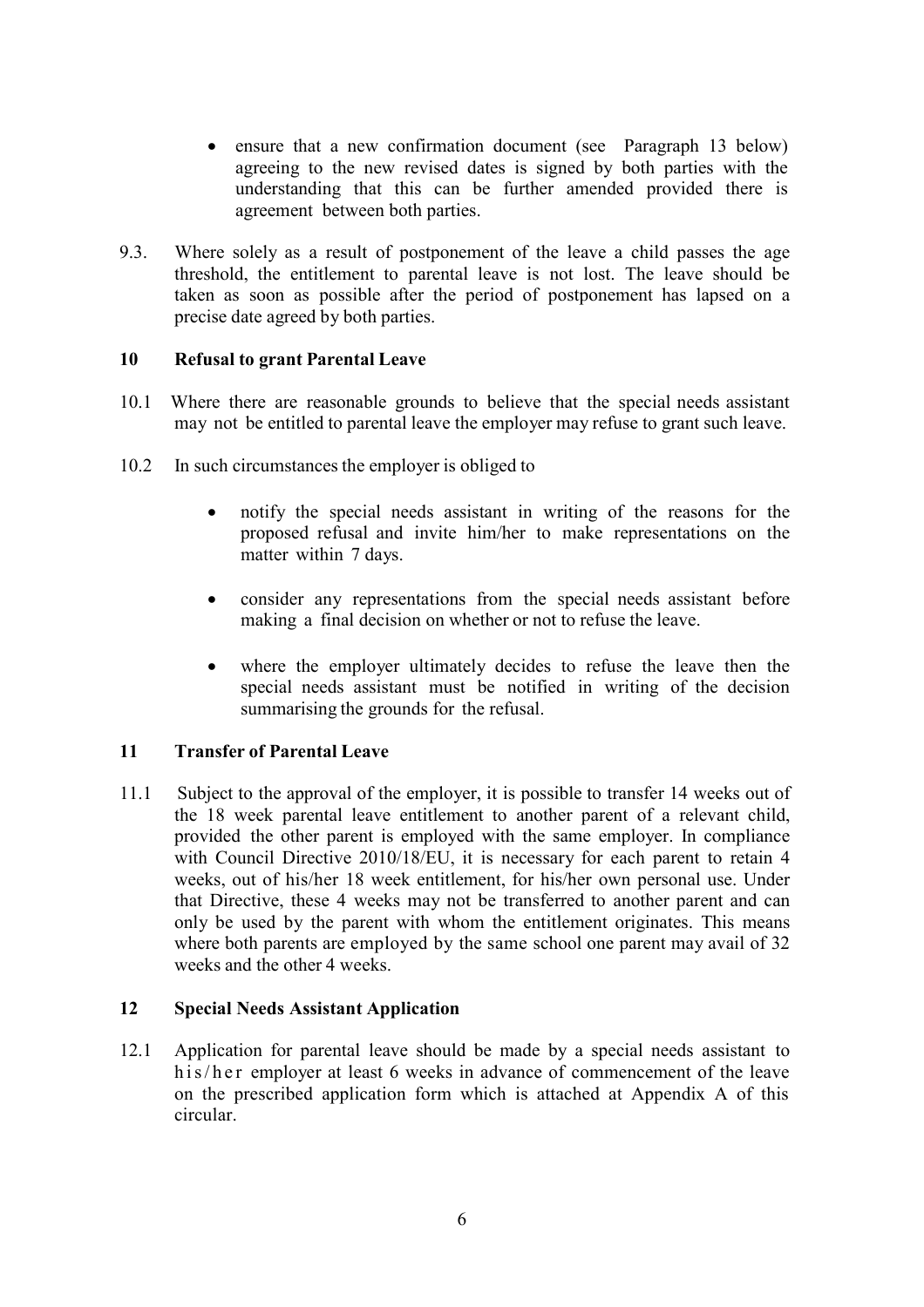- ensure that a new confirmation document (see Paragraph 13 below) agreeing to the new revised dates is signed by both parties with the understanding that this can be further amended provided there is agreement between both parties.

9.3. Where solely as a result of postponement of the leave a child passes the age threshold, the entitlement to parental leave is not lost. The leave should be taken as soon as possible after the period of postponement has lapsed on a precise date agreed by both parties.

## 10 Refusal to grant Parental Leave

10.1 Where there are reasonable grounds to believe that the special needs assistant may not be entitled to parental leave the employer may refuse to grant such leave.

10.2 In such circumstances the employer is obliged to

- notify the special needs assistant in writing of the reasons for the proposed refusal and invite him/her to make representations on the matter within 7 days.
- consider any representations from the special needs assistant before making a final decision on whether or not to refuse the leave.
- where the employer ultimately decides to refuse the leave then the special needs assistant must be notified in writing of the decision summarising the grounds for the refusal.

## 11 Transfer of Parental Leave

11.1 Subject to the approval of the employer, it is possible to transfer 14 weeks out of the 18 week parental leave entitlement to another parent of a relevant child, provided the other parent is employed with the same employer. In compliance with Council Directive 2010/18/EU, it is necessary for each parent to retain 4 weeks, out of his/her 18 week entitlement, for his/her own personal use. Under that Directive, these 4 weeks may not be transferred to another parent and can only be used by the parent with whom the entitlement originates. This means where both parents are employed by the same school one parent may avail of 32 weeks and the other 4 weeks.

## 12 Special Needs Assistant Application

12.1 Application for parental leave should be made by a special needs assistant to his/her employer at least 6 weeks in advance of commencement of the leave on the prescribed application form which is attached at Appendix A of this circular.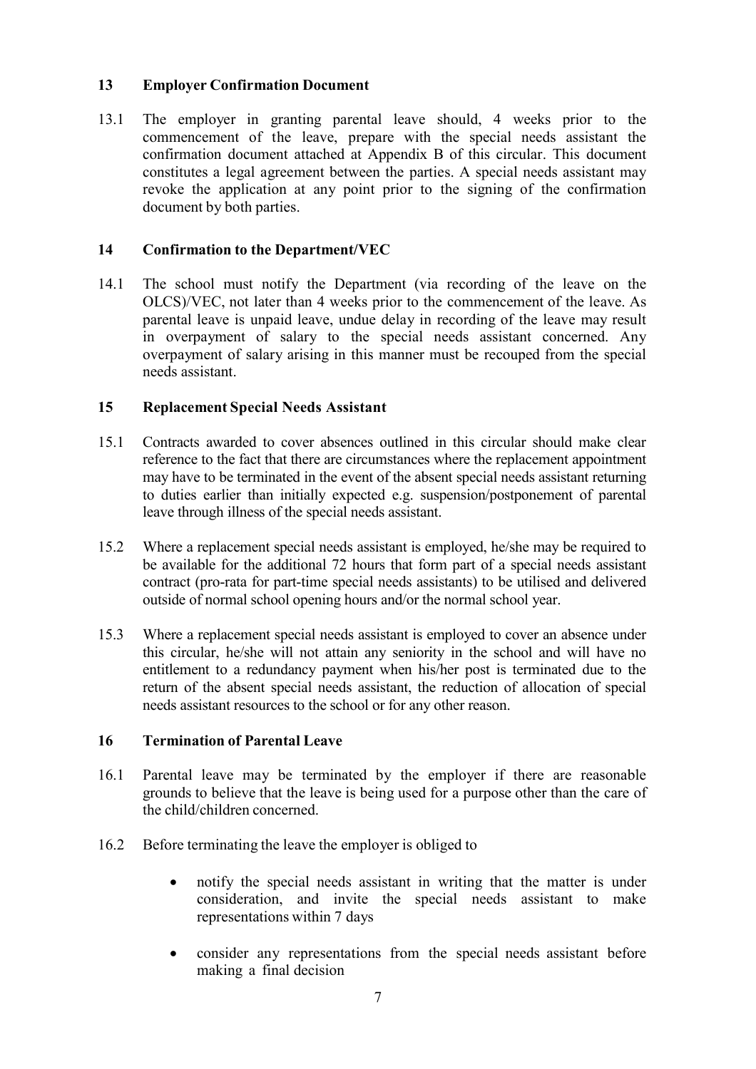## 13 Employer Confirmation Document

13.1 The employer in granting parental leave should, 4 weeks prior to the commencement of the leave, prepare with the special needs assistant the confirmation document attached at Appendix B of this circular. This document constitutes a legal agreement between the parties. A special needs assistant may revoke the application at any point prior to the signing of the confirmation document by both parties.

## 14 Confirmation to the Department/VEC

14.1 The school must notify the Department (via recording of the leave on the OLCS)/VEC, not later than 4 weeks prior to the commencement of the leave. As parental leave is unpaid leave, undue delay in recording of the leave may result in overpayment of salary to the special needs assistant concerned. Any overpayment of salary arising in this manner must be recouped from the special needs assistant.

## 15 Replacement Special Needs Assistant

15.1 Contracts awarded to cover absences outlined in this circular should make clear reference to the fact that there are circumstances where the replacement appointment may have to be terminated in the event of the absent special needs assistant returning to duties earlier than initially expected e.g. suspension/postponement of parental leave through illness of the special needs assistant.

15.2 Where a replacement special needs assistant is employed, he/she may be required to be available for the additional 72 hours that form part of a special needs assistant contract (pro-rata for part-time special needs assistants) to be utilised and delivered outside of normal school opening hours and/or the normal school year.

15.3 Where a replacement special needs assistant is employed to cover an absence under this circular, he/she will not attain any seniority in the school and will have no entitlement to a redundancy payment when his/her post is terminated due to the return of the absent special needs assistant, the reduction of allocation of special needs assistant resources to the school or for any other reason.

## 16 Termination of Parental Leave

16.1 Parental leave may be terminated by the employer if there are reasonable grounds to believe that the leave is being used for a purpose other than the care of the child/children concerned.

16.2 Before terminating the leave the employer is obliged to

- notify the special needs assistant in writing that the matter is under consideration, and invite the special needs assistant to make representations within 7 days
- consider any representations from the special needs assistant before making a final decision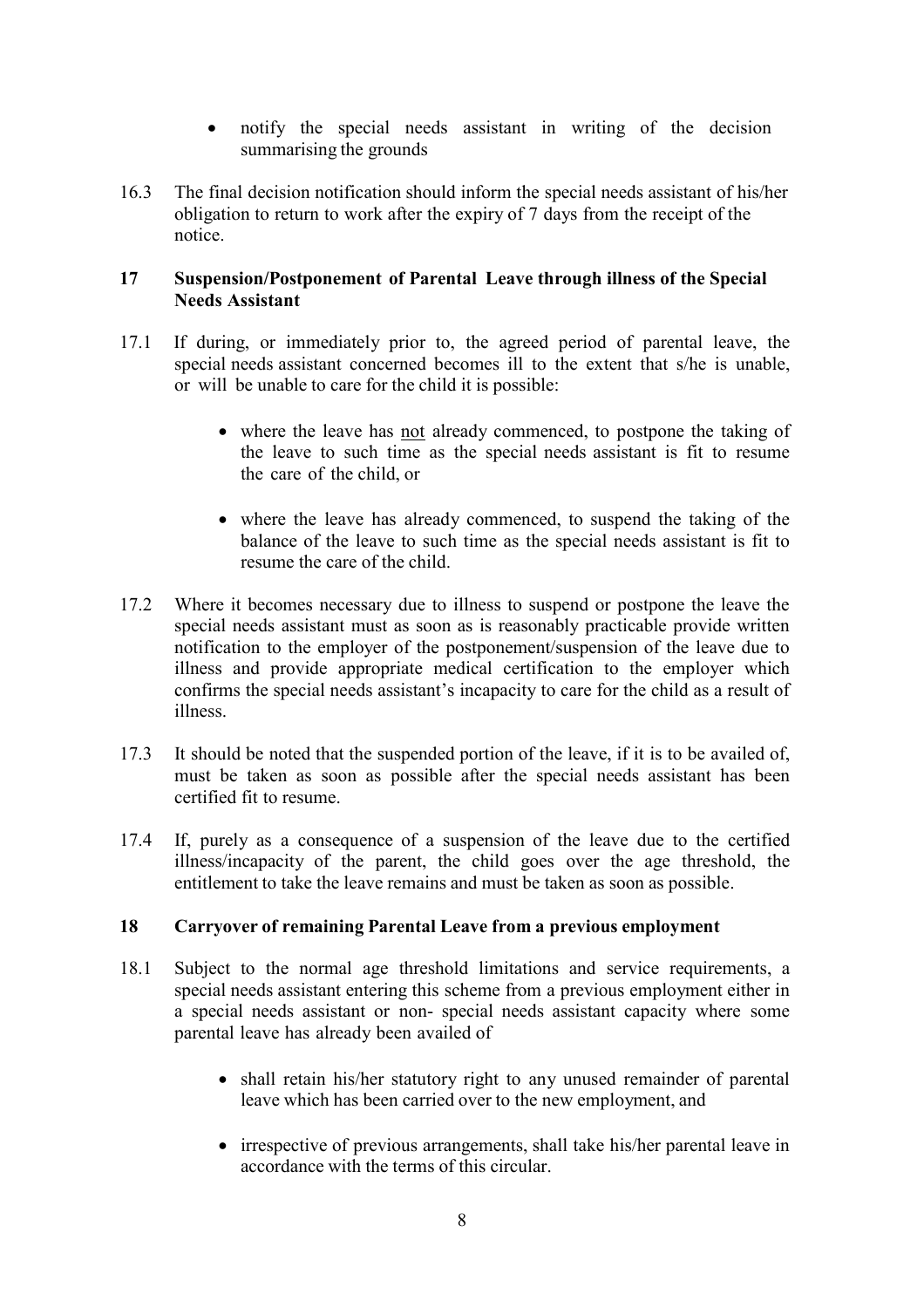- notify the special needs assistant in writing of the decision summarising the grounds

16.3 The final decision notification should inform the special needs assistant of his/her obligation to return to work after the expiry of 7 days from the receipt of the notice.

## 17 Suspension/Postponement of Parental Leave through illness of the Special Needs Assistant

17.1 If during, or immediately prior to, the agreed period of parental leave, the special needs assistant concerned becomes ill to the extent that s/he is unable, or will be unable to care for the child it is possible:

- where the leave has not already commenced, to postpone the taking of the leave to such time as the special needs assistant is fit to resume the care of the child, or
- where the leave has already commenced, to suspend the taking of the balance of the leave to such time as the special needs assistant is fit to resume the care of the child.

17.2 Where it becomes necessary due to illness to suspend or postpone the leave the special needs assistant must as soon as is reasonably practicable provide written notification to the employer of the postponement/suspension of the leave due to illness and provide appropriate medical certification to the employer which confirms the special needs assistant's incapacity to care for the child as a result of illness.

17.3 It should be noted that the suspended portion of the leave, if it is to be availed of, must be taken as soon as possible after the special needs assistant has been certified fit to resume.

17.4 If, purely as a consequence of a suspension of the leave due to the certified illness/incapacity of the parent, the child goes over the age threshold, the entitlement to take the leave remains and must be taken as soon as possible.

## 18 Carryover of remaining Parental Leave from a previous employment

18.1 Subject to the normal age threshold limitations and service requirements, a special needs assistant entering this scheme from a previous employment either in a special needs assistant or non- special needs assistant capacity where some parental leave has already been availed of

- shall retain his/her statutory right to any unused remainder of parental leave which has been carried over to the new employment, and
- irrespective of previous arrangements, shall take his/her parental leave in accordance with the terms of this circular.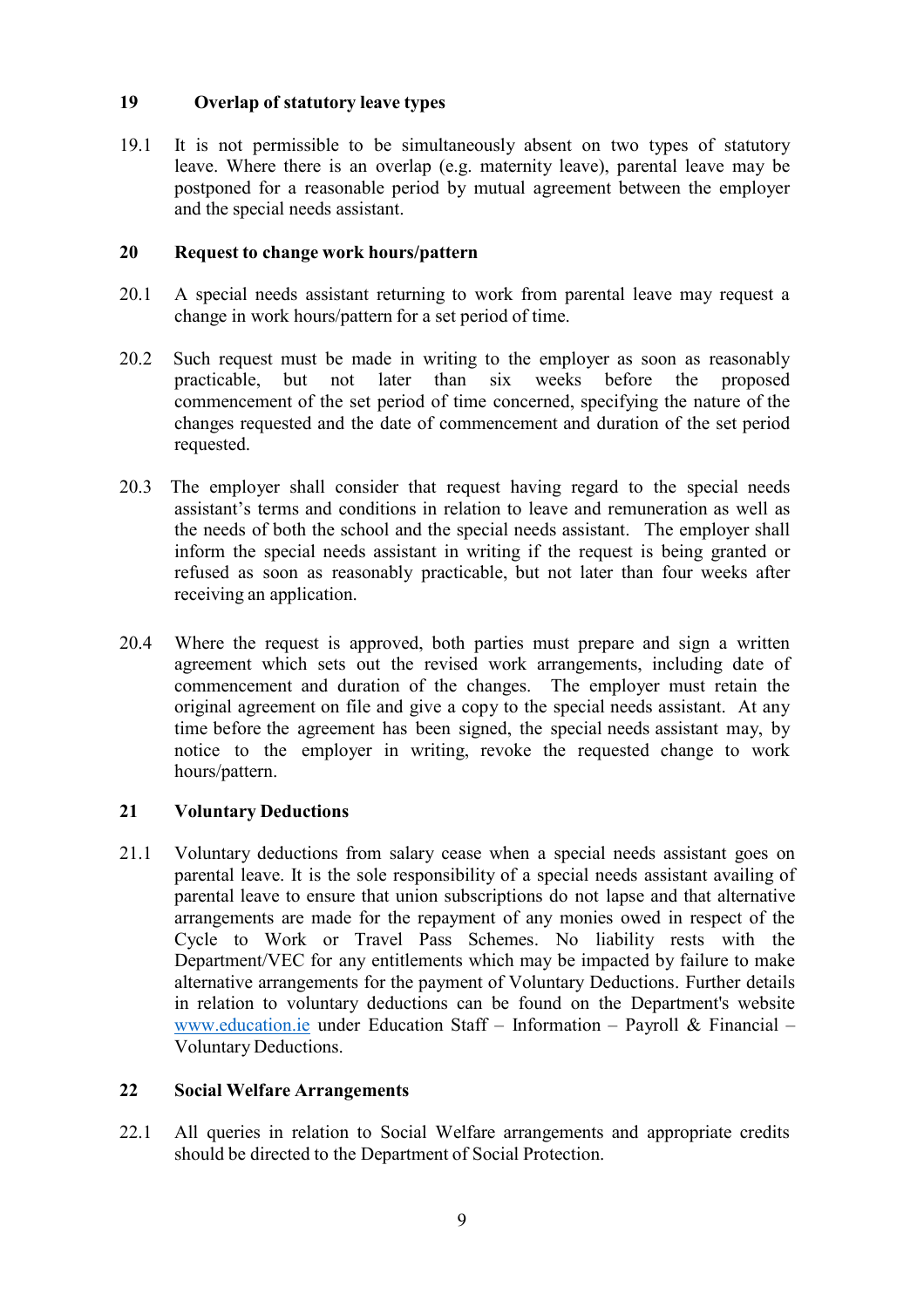## 19 Overlap of statutory leave types

19.1 It is not permissible to be simultaneously absent on two types of statutory leave. Where there is an overlap (e.g. maternity leave), parental leave may be postponed for a reasonable period by mutual agreement between the employer and the special needs assistant.

## 20 Request to change work hours/pattern

20.1 A special needs assistant returning to work from parental leave may request a change in work hours/pattern for a set period of time.

20.2 Such request must be made in writing to the employer as soon as reasonably practicable, but not later than six weeks before the proposed commencement of the set period of time concerned, specifying the nature of the changes requested and the date of commencement and duration of the set period requested.

20.3 The employer shall consider that request having regard to the special needs assistant's terms and conditions in relation to leave and remuneration as well as the needs of both the school and the special needs assistant. The employer shall inform the special needs assistant in writing if the request is being granted or refused as soon as reasonably practicable, but not later than four weeks after receiving an application.

20.4 Where the request is approved, both parties must prepare and sign a written agreement which sets out the revised work arrangements, including date of commencement and duration of the changes. The employer must retain the original agreement on file and give a copy to the special needs assistant. At any time before the agreement has been signed, the special needs assistant may, by notice to the employer in writing, revoke the requested change to work hours/pattern.

## 21 Voluntary Deductions

21.1 Voluntary deductions from salary cease when a special needs assistant goes on parental leave. It is the sole responsibility of a special needs assistant availing of parental leave to ensure that union subscriptions do not lapse and that alternative arrangements are made for the repayment of any monies owed in respect of the Cycle to Work or Travel Pass Schemes. No liability rests with the Department/VEC for any entitlements which may be impacted by failure to make alternative arrangements for the payment of Voluntary Deductions. Further details in relation to voluntary deductions can be found on the Department's website [www.education.ie](http://www.education.ie) under Education Staff – Information – Payroll & Financial – Voluntary Deductions.

## 22 Social Welfare Arrangements

22.1 All queries in relation to Social Welfare arrangements and appropriate credits should be directed to the Department of Social Protection.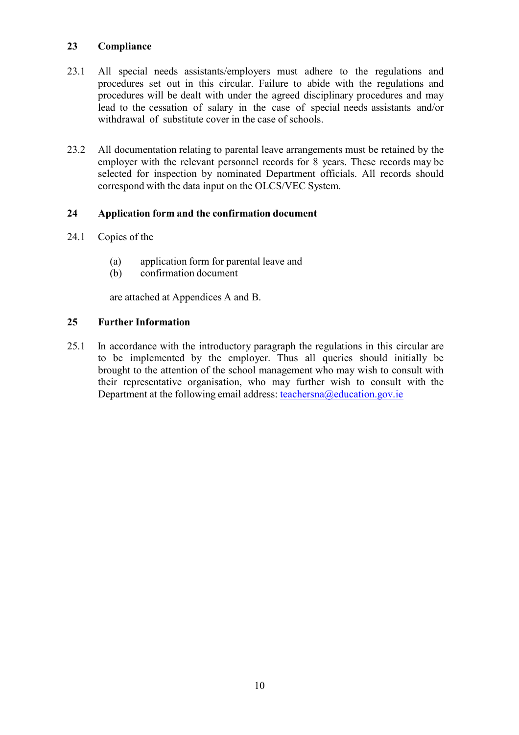## 23 Compliance

23.1 All special needs assistants/employers must adhere to the regulations and procedures set out in this circular. Failure to abide with the regulations and procedures will be dealt with under the agreed disciplinary procedures and may lead to the cessation of salary in the case of special needs assistants and/or withdrawal of substitute cover in the case of schools.

23.2 All documentation relating to parental leave arrangements must be retained by the employer with the relevant personnel records for 8 years. These records may be selected for inspection by nominated Department officials. All records should correspond with the data input on the OLCS/VEC System.

## 24 Application form and the confirmation document

24.1 Copies of the

(a) application form for parental leave and
(b) confirmation document

are attached at Appendices A and B.

## 25 Further Information

25.1 In accordance with the introductory paragraph the regulations in this circular are to be implemented by the employer. Thus all queries should initially be brought to the attention of the school management who may wish to consult with their representative organisation, who may further wish to consult with the Department at the following email address: teachersna@education.gov.ie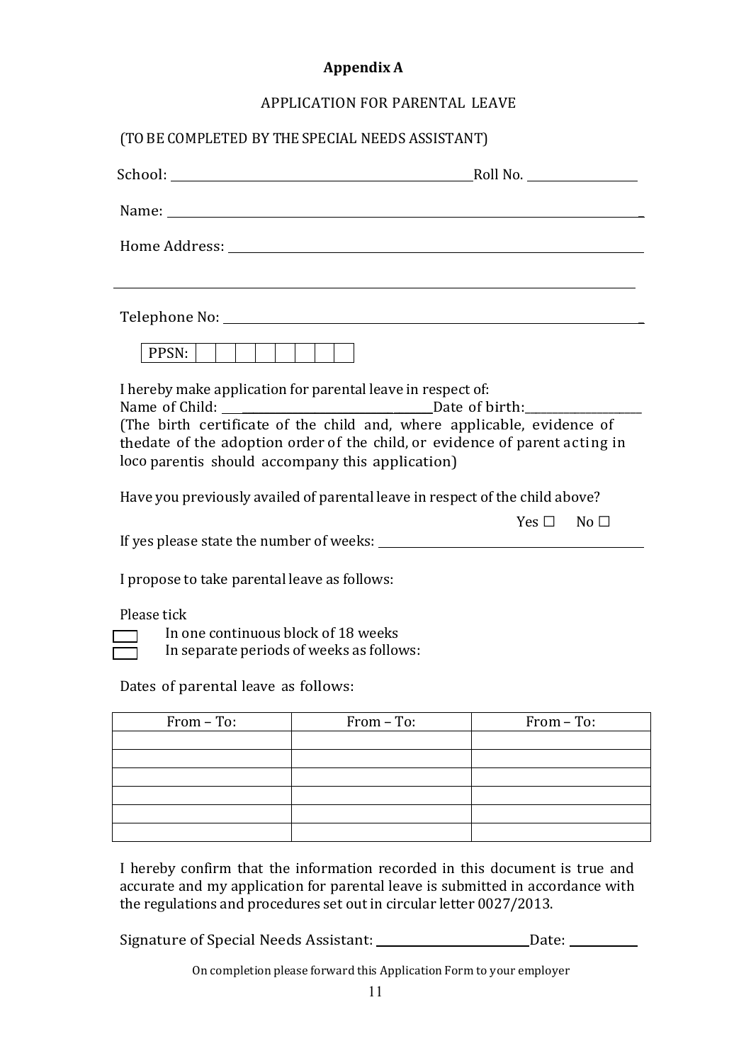# Appendix A

APPLICATION FOR PARENTAL LEAVE

(TO BE COMPLETED BY THE SPECIAL NEEDS ASSISTANT)

School: ______________________________________________ Roll No. ________________

Name: __________________________________________________________________________

Home Address: ___________________________________________________________________

_________________________________________________________________________________

Telephone No: ___________________________________________________________________

| PPSN: | | | | | | | | | |
|---|---|---|---|---|---|---|---|---|---|

I hereby make application for parental leave in respect of:
Name of Child: ________________________________ Date of birth: __________________
(The birth certificate of the child and, where applicable, evidence of thedate of the adoption order of the child, or evidence of parent acting in loco parentis should accompany this application)

Have you previously availed of parental leave in respect of the child above?

Yes ☐ No ☐

If yes please state the number of weeks: ____________________________________________

I propose to take parental leave as follows:

Please tick

☐ In one continuous block of 18 weeks
☐ In separate periods of weeks as follows:

Dates of parental leave as follows:

| From – To: | From – To: | From – To: |
|---|---|---|
| | | |
| | | |
| | | |
| | | |
| | | |
| | | |

I hereby confirm that the information recorded in this document is true and accurate and my application for parental leave is submitted in accordance with the regulations and procedures set out in circular letter 0027/2013.

Signature of Special Needs Assistant: ________________________ Date: __________

On completion please forward this Application Form to your employer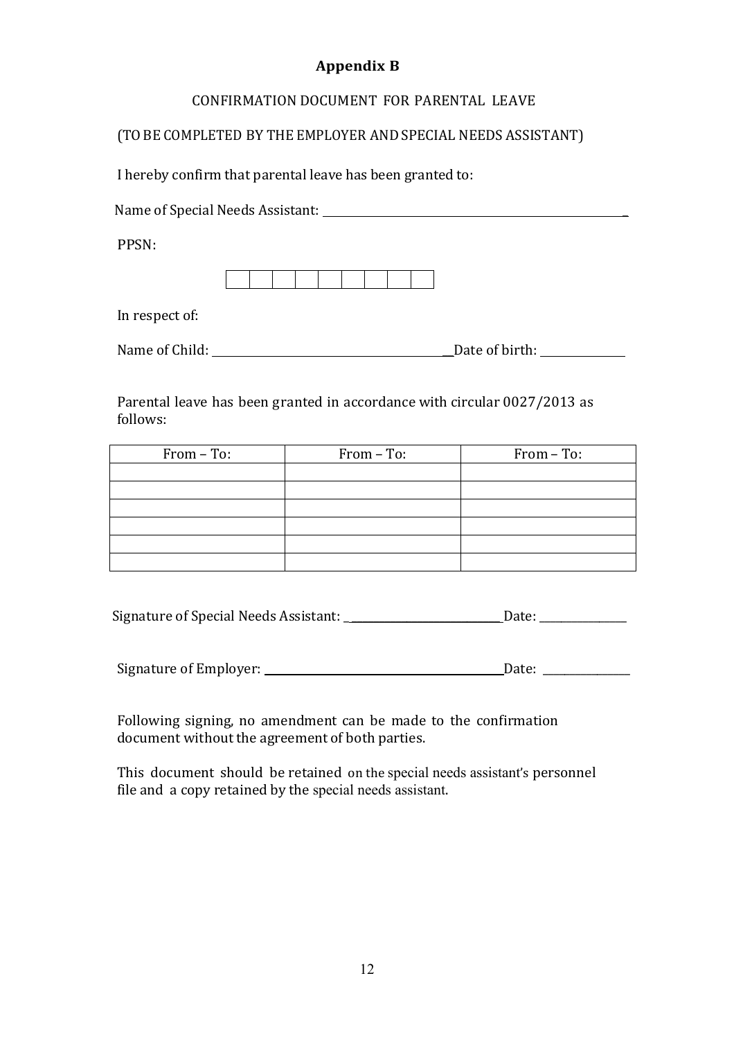## Appendix B

CONFIRMATION DOCUMENT FOR PARENTAL LEAVE

(TO BE COMPLETED BY THE EMPLOYER AND SPECIAL NEEDS ASSISTANT)

I hereby confirm that parental leave has been granted to:

Name of Special Needs Assistant: ______________________________________________

PPSN:

| | | | | | | | | |
|---|---|---|---|---|---|---|---|---|
| | | | | | | | | |

In respect of:

Name of Child: ________________________________ Date of birth: ____________

Parental leave has been granted in accordance with circular 0027/2013 as follows:

| From – To: | From – To: | From – To: |
|---|---|---|
| | | |
| | | |
| | | |
| | | |
| | | |
| | | |

Signature of Special Needs Assistant: __________________________ Date: ______________

Signature of Employer: ______________________________________ Date: ______________

Following signing, no amendment can be made to the confirmation document without the agreement of both parties.

This document should be retained on the special needs assistant's personnel file and a copy retained by the special needs assistant.